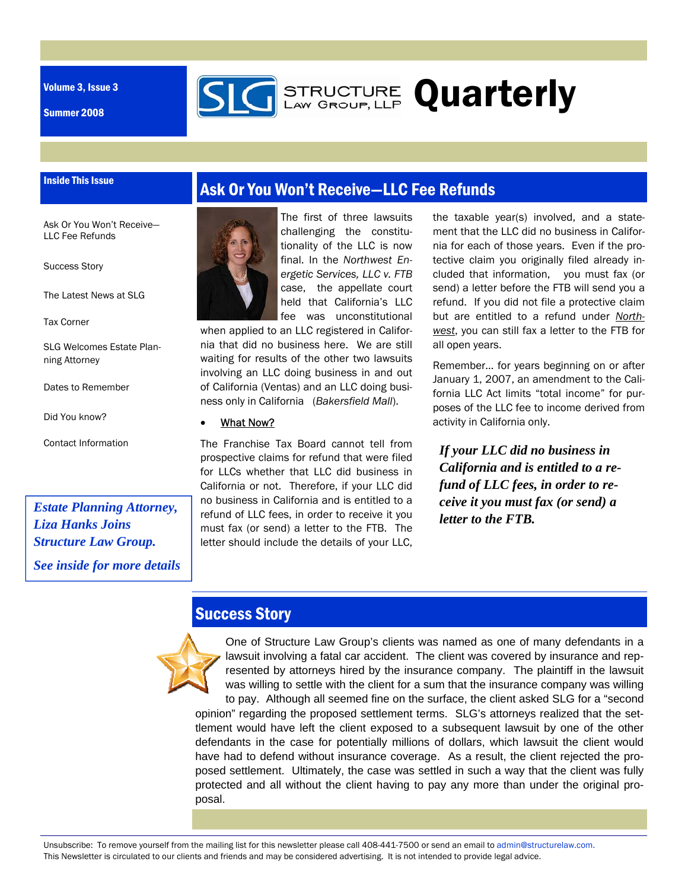Volume 3, Issue 3

Summer 2008

# Structure Law Group, LLP Quarterly

**Inside This Issue**

- Ask Or You Won't Receive—LLC Fee Refunds
- Success Story
- The Latest News at SLG
- Tax Corner
- SLG Welcomes Estate Planning Attorney
- Dates to Remember
- Did You know?
- Contact Information

***Estate Planning Attorney, Liza Hanks Joins Structure Law Group.***

***See inside for more details***

## Ask Or You Won't Receive—LLC Fee Refunds

The first of three lawsuits challenging the constitutionality of the LLC is now final. In the *Northwest Energetic Services, LLC v. FTB* case, the appellate court held that California's LLC fee was unconstitutional when applied to an LLC registered in California that did no business here. We are still waiting for results of the other two lawsuits involving an LLC doing business in and out of California (Ventas) and an LLC doing business only in California (*Bakersfield Mall*).

- What Now?

The Franchise Tax Board cannot tell from prospective claims for refund that were filed for LLCs whether that LLC did business in California or not. Therefore, if your LLC did no business in California and is entitled to a refund of LLC fees, in order to receive it you must fax (or send) a letter to the FTB. The letter should include the details of your LLC, the taxable year(s) involved, and a statement that the LLC did no business in California for each of those years. Even if the protective claim you originally filed already included that information, you must fax (or send) a letter before the FTB will send you a refund. If you did not file a protective claim but are entitled to a refund under *Northwest*, you can still fax a letter to the FTB for all open years.

Remember… for years beginning on or after January 1, 2007, an amendment to the California LLC Act limits "total income" for purposes of the LLC fee to income derived from activity in California only.

***If your LLC did no business in California and is entitled to a refund of LLC fees, in order to receive it you must fax (or send) a letter to the FTB.***

## Success Story

One of Structure Law Group's clients was named as one of many defendants in a lawsuit involving a fatal car accident. The client was covered by insurance and represented by attorneys hired by the insurance company. The plaintiff in the lawsuit was willing to settle with the client for a sum that the insurance company was willing to pay. Although all seemed fine on the surface, the client asked SLG for a "second opinion" regarding the proposed settlement terms. SLG's attorneys realized that the settlement would have left the client exposed to a subsequent lawsuit by one of the other defendants in the case for potentially millions of dollars, which lawsuit the client would have had to defend without insurance coverage. As a result, the client rejected the proposed settlement. Ultimately, the case was settled in such a way that the client was fully protected and all without the client having to pay any more than under the original proposal.

Unsubscribe: To remove yourself from the mailing list for this newsletter please call 408-441-7500 or send an email to admin@structurelaw.com.
This Newsletter is circulated to our clients and friends and may be considered advertising. It is not intended to provide legal advice.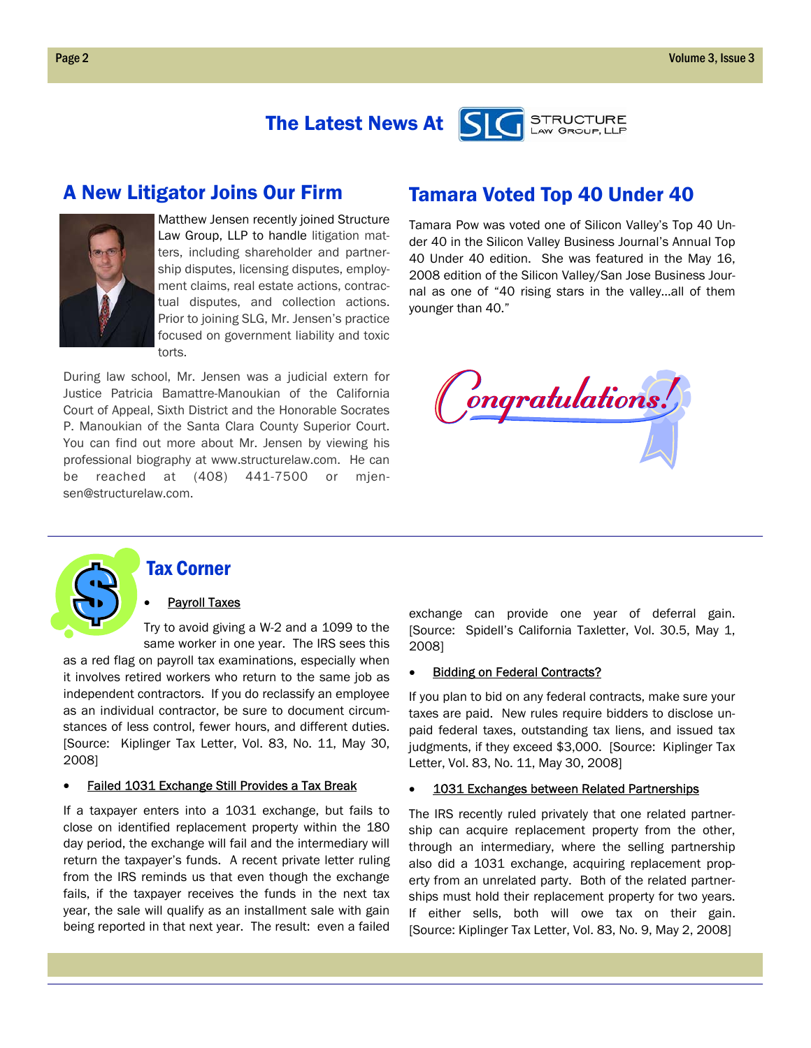# The Latest News At SLG Structure Law Group, LLP

## A New Litigator Joins Our Firm

Matthew Jensen recently joined Structure Law Group, LLP to handle litigation matters, including shareholder and partnership disputes, licensing disputes, employment claims, real estate actions, contractual disputes, and collection actions. Prior to joining SLG, Mr. Jensen's practice focused on government liability and toxic torts.

During law school, Mr. Jensen was a judicial extern for Justice Patricia Bamattre-Manoukian of the California Court of Appeal, Sixth District and the Honorable Socrates P. Manoukian of the Santa Clara County Superior Court. You can find out more about Mr. Jensen by viewing his professional biography at www.structurelaw.com. He can be reached at (408) 441-7500 or mjensen@structurelaw.com.

## Tamara Voted Top 40 Under 40

Tamara Pow was voted one of Silicon Valley's Top 40 Under 40 in the Silicon Valley Business Journal's Annual Top 40 Under 40 edition. She was featured in the May 16, 2008 edition of the Silicon Valley/San Jose Business Journal as one of "40 rising stars in the valley...all of them younger than 40."

Congratulations!

## Tax Corner

- <u>Payroll Taxes</u>

Try to avoid giving a W-2 and a 1099 to the same worker in one year. The IRS sees this as a red flag on payroll tax examinations, especially when it involves retired workers who return to the same job as independent contractors. If you do reclassify an employee as an individual contractor, be sure to document circumstances of less control, fewer hours, and different duties. [Source: Kiplinger Tax Letter, Vol. 83, No. 11, May 30, 2008]

- <u>Failed 1031 Exchange Still Provides a Tax Break</u>

If a taxpayer enters into a 1031 exchange, but fails to close on identified replacement property within the 180 day period, the exchange will fail and the intermediary will return the taxpayer's funds. A recent private letter ruling from the IRS reminds us that even though the exchange fails, if the taxpayer receives the funds in the next tax year, the sale will qualify as an installment sale with gain being reported in that next year. The result: even a failed exchange can provide one year of deferral gain. [Source: Spidell's California Taxletter, Vol. 30.5, May 1, 2008]

- <u>Bidding on Federal Contracts?</u>

If you plan to bid on any federal contracts, make sure your taxes are paid. New rules require bidders to disclose unpaid federal taxes, outstanding tax liens, and issued tax judgments, if they exceed $3,000. [Source: Kiplinger Tax Letter, Vol. 83, No. 11, May 30, 2008]

- <u>1031 Exchanges between Related Partnerships</u>

The IRS recently ruled privately that one related partnership can acquire replacement property from the other, through an intermediary, where the selling partnership also did a 1031 exchange, acquiring replacement property from an unrelated party. Both of the related partnerships must hold their replacement property for two years. If either sells, both will owe tax on their gain. [Source: Kiplinger Tax Letter, Vol. 83, No. 9, May 2, 2008]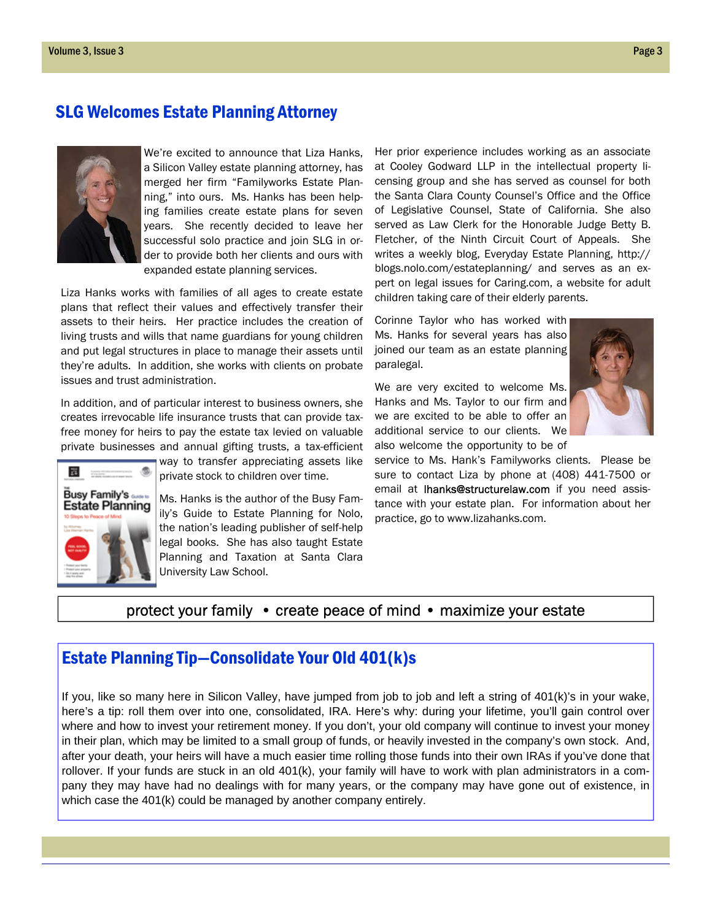## SLG Welcomes Estate Planning Attorney

We're excited to announce that Liza Hanks, a Silicon Valley estate planning attorney, has merged her firm "Familyworks Estate Planning," into ours. Ms. Hanks has been helping families create estate plans for seven years. She recently decided to leave her successful solo practice and join SLG in order to provide both her clients and ours with expanded estate planning services.

Liza Hanks works with families of all ages to create estate plans that reflect their values and effectively transfer their assets to their heirs. Her practice includes the creation of living trusts and wills that name guardians for young children and put legal structures in place to manage their assets until they're adults. In addition, she works with clients on probate issues and trust administration.

In addition, and of particular interest to business owners, she creates irrevocable life insurance trusts that can provide tax-free money for heirs to pay the estate tax levied on valuable private businesses and annual gifting trusts, a tax-efficient way to transfer appreciating assets like private stock to children over time.

Ms. Hanks is the author of the Busy Family's Guide to Estate Planning for Nolo, the nation's leading publisher of self-help legal books. She has also taught Estate Planning and Taxation at Santa Clara University Law School.

Her prior experience includes working as an associate at Cooley Godward LLP in the intellectual property licensing group and she has served as counsel for both the Santa Clara County Counsel's Office and the Office of Legislative Counsel, State of California. She also served as Law Clerk for the Honorable Judge Betty B. Fletcher, of the Ninth Circuit Court of Appeals. She writes a weekly blog, Everyday Estate Planning, http://blogs.nolo.com/estateplanning/ and serves as an expert on legal issues for Caring.com, a website for adult children taking care of their elderly parents.

Corinne Taylor who has worked with Ms. Hanks for several years has also joined our team as an estate planning paralegal.

We are very excited to welcome Ms. Hanks and Ms. Taylor to our firm and we are excited to be able to offer an additional service to our clients. We also welcome the opportunity to be of service to Ms. Hank's Familyworks clients. Please be sure to contact Liza by phone at (408) 441-7500 or email at lhanks@structurelaw.com if you need assistance with your estate plan. For information about her practice, go to www.lizahanks.com.

protect your family • create peace of mind • maximize your estate

## Estate Planning Tip—Consolidate Your Old 401(k)s

If you, like so many here in Silicon Valley, have jumped from job to job and left a string of 401(k)'s in your wake, here's a tip: roll them over into one, consolidated, IRA. Here's why: during your lifetime, you'll gain control over where and how to invest your retirement money. If you don't, your old company will continue to invest your money in their plan, which may be limited to a small group of funds, or heavily invested in the company's own stock. And, after your death, your heirs will have a much easier time rolling those funds into their own IRAs if you've done that rollover. If your funds are stuck in an old 401(k), your family will have to work with plan administrators in a company they may have had no dealings with for many years, or the company may have gone out of existence, in which case the 401(k) could be managed by another company entirely.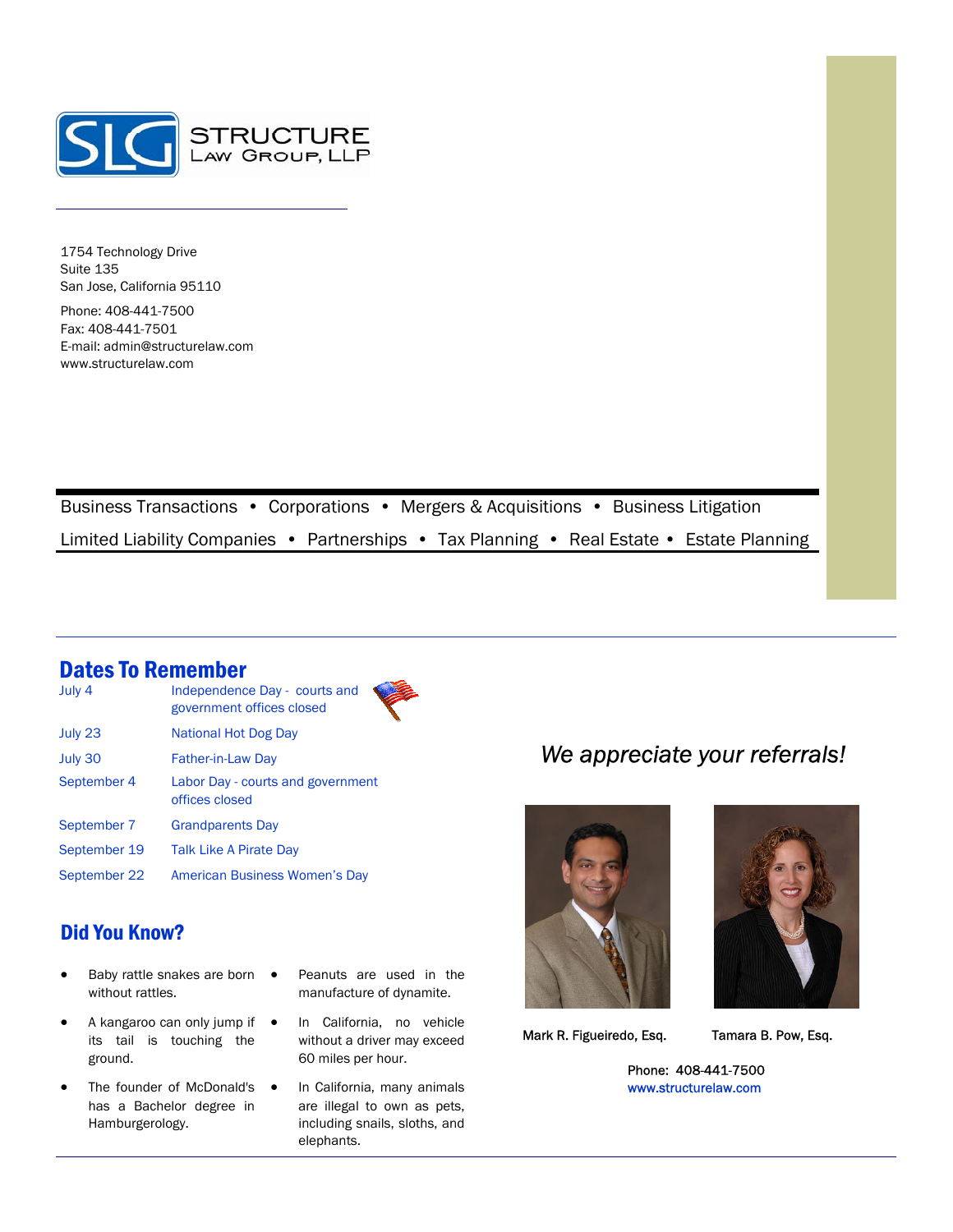STRUCTURE LAW GROUP, LLP

1754 Technology Drive
Suite 135
San Jose, California 95110

Phone: 408-441-7500
Fax: 408-441-7501
E-mail: admin@structurelaw.com
www.structurelaw.com

Business Transactions • Corporations • Mergers & Acquisitions • Business Litigation
Limited Liability Companies • Partnerships • Tax Planning • Real Estate • Estate Planning

## Dates To Remember

| | |
|---|---|
| July 4 | Independence Day - courts and government offices closed |
| July 23 | National Hot Dog Day |
| July 30 | Father-in-Law Day |
| September 4 | Labor Day - courts and government offices closed |
| September 7 | Grandparents Day |
| September 19 | Talk Like A Pirate Day |
| September 22 | American Business Women's Day |

## Did You Know?

- Baby rattle snakes are born without rattles.
- A kangaroo can only jump if its tail is touching the ground.
- The founder of McDonald's has a Bachelor degree in Hamburgerology.
- Peanuts are used in the manufacture of dynamite.
- In California, no vehicle without a driver may exceed 60 miles per hour.
- In California, many animals are illegal to own as pets, including snails, sloths, and elephants.

*We appreciate your referrals!*

Mark R. Figueiredo, Esq.

Tamara B. Pow, Esq.

Phone: 408-441-7500
www.structurelaw.com